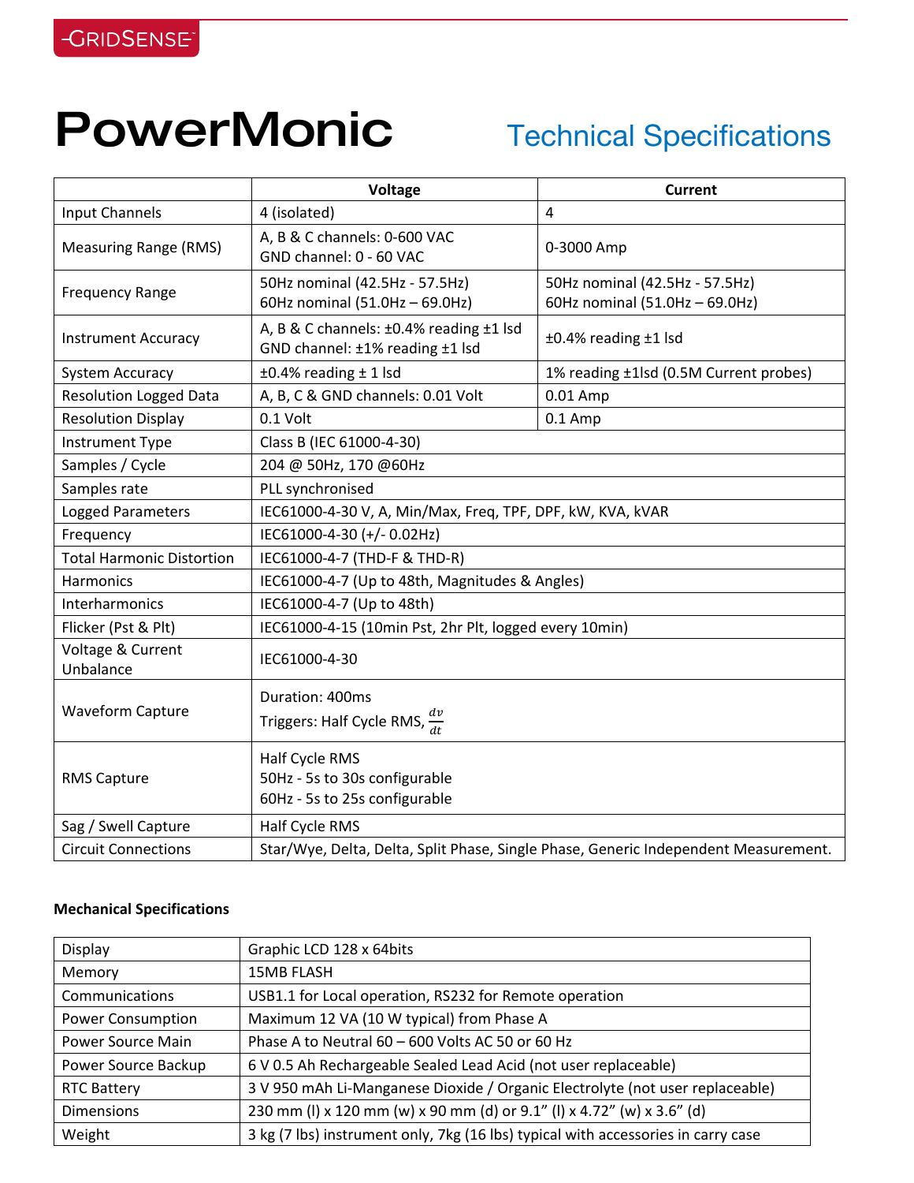GRIDSENSE

# PowerMonic

## Technical Specifications

| | Voltage | Current |
|---|---|---|
| Input Channels | 4 (isolated) | 4 |
| Measuring Range (RMS) | A, B & C channels: 0-600 VAC<br>GND channel: 0 - 60 VAC | 0-3000 Amp |
| Frequency Range | 50Hz nominal (42.5Hz - 57.5Hz)<br>60Hz nominal (51.0Hz – 69.0Hz) | 50Hz nominal (42.5Hz - 57.5Hz)<br>60Hz nominal (51.0Hz – 69.0Hz) |
| Instrument Accuracy | A, B & C channels: ±0.4% reading ±1 lsd<br>GND channel: ±1% reading ±1 lsd | ±0.4% reading ±1 lsd |
| System Accuracy | ±0.4% reading ± 1 lsd | 1% reading ±1lsd (0.5M Current probes) |
| Resolution Logged Data | A, B, C & GND channels: 0.01 Volt | 0.01 Amp |
| Resolution Display | 0.1 Volt | 0.1 Amp |
| Instrument Type | Class B (IEC 61000-4-30) | |
| Samples / Cycle | 204 @ 50Hz, 170 @60Hz | |
| Samples rate | PLL synchronised | |
| Logged Parameters | IEC61000-4-30 V, A, Min/Max, Freq, TPF, DPF, kW, KVA, kVAR | |
| Frequency | IEC61000-4-30 (+/- 0.02Hz) | |
| Total Harmonic Distortion | IEC61000-4-7 (THD-F & THD-R) | |
| Harmonics | IEC61000-4-7 (Up to 48th, Magnitudes & Angles) | |
| Interharmonics | IEC61000-4-7 (Up to 48th) | |
| Flicker (Pst & Plt) | IEC61000-4-15 (10min Pst, 2hr Plt, logged every 10min) | |
| Voltage & Current Unbalance | IEC61000-4-30 | |
| Waveform Capture | Duration: 400ms<br>Triggers: Half Cycle RMS, $\frac{dv}{dt}$ | |
| RMS Capture | Half Cycle RMS<br>50Hz - 5s to 30s configurable<br>60Hz - 5s to 25s configurable | |
| Sag / Swell Capture | Half Cycle RMS | |
| Circuit Connections | Star/Wye, Delta, Delta, Split Phase, Single Phase, Generic Independent Measurement. | |

**Mechanical Specifications**

| | |
|---|---|
| Display | Graphic LCD 128 x 64bits |
| Memory | 15MB FLASH |
| Communications | USB1.1 for Local operation, RS232 for Remote operation |
| Power Consumption | Maximum 12 VA (10 W typical) from Phase A |
| Power Source Main | Phase A to Neutral 60 – 600 Volts AC 50 or 60 Hz |
| Power Source Backup | 6 V 0.5 Ah Rechargeable Sealed Lead Acid (not user replaceable) |
| RTC Battery | 3 V 950 mAh Li-Manganese Dioxide / Organic Electrolyte (not user replaceable) |
| Dimensions | 230 mm (l) x 120 mm (w) x 90 mm (d) or 9.1" (l) x 4.72" (w) x 3.6" (d) |
| Weight | 3 kg (7 lbs) instrument only, 7kg (16 lbs) typical with accessories in carry case |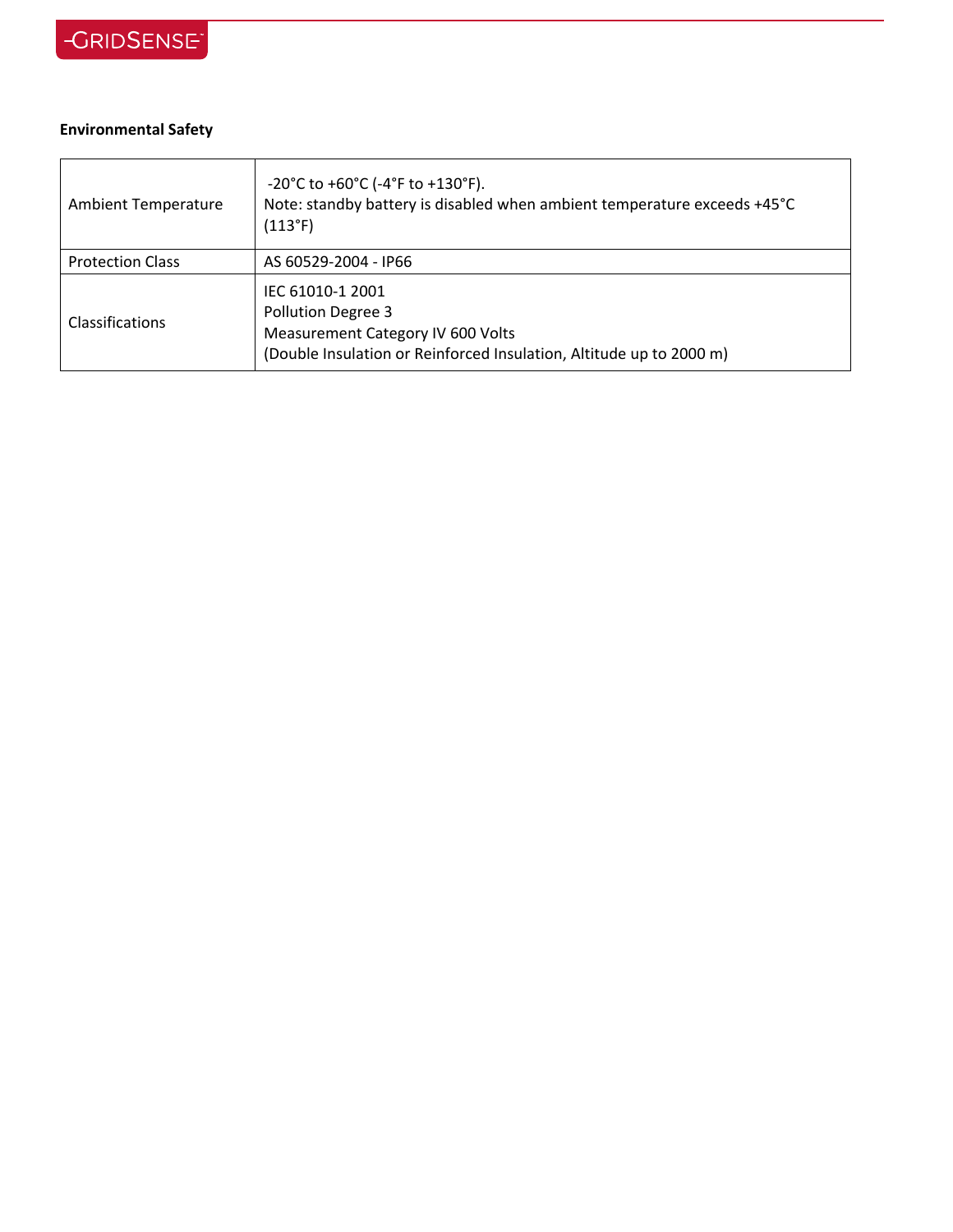**Environmental Safety**

| | |
|---|---|
| Ambient Temperature | -20°C to +60°C (-4°F to +130°F).<br>Note: standby battery is disabled when ambient temperature exceeds +45°C (113°F) |
| Protection Class | AS 60529-2004 - IP66 |
| Classifications | IEC 61010-1 2001<br>Pollution Degree 3<br>Measurement Category IV 600 Volts<br>(Double Insulation or Reinforced Insulation, Altitude up to 2000 m) |